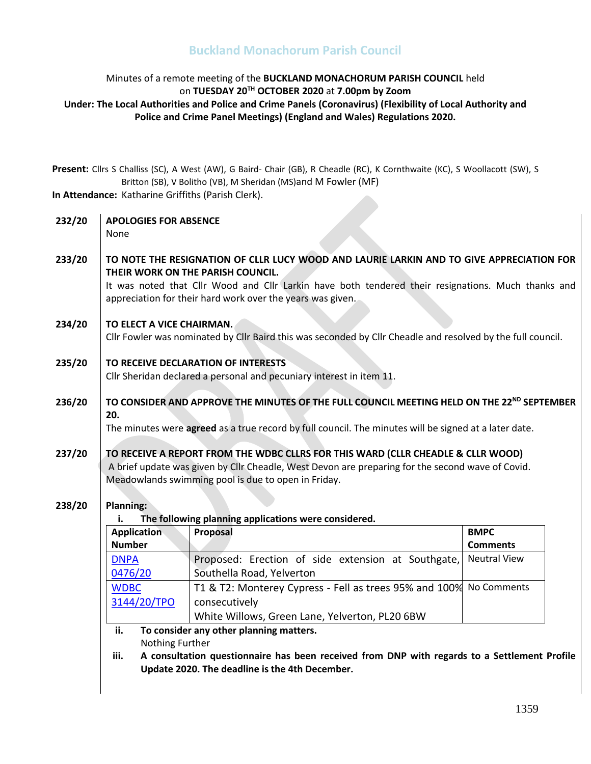# Buckland Monachorum Parish Council

Minutes of a remote meeting of the **BUCKLAND MONACHORUM PARISH COUNCIL** held on **TUESDAY 20TH OCTOBER 2020** at **7.00pm by Zoom**

**Under: The Local Authorities and Police and Crime Panels (Coronavirus) (Flexibility of Local Authority and Police and Crime Panel Meetings) (England and Wales) Regulations 2020.**

**Present:** Cllrs S Challiss (SC), A West (AW), G Baird- Chair (GB), R Cheadle (RC), K Cornthwaite (KC), S Woollacott (SW), S Britton (SB), V Bolitho (VB), M Sheridan (MS)and M Fowler (MF)

**In Attendance:** Katharine Griffiths (Parish Clerk).

**232/20 APOLOGIES FOR ABSENCE**

None

**233/20 TO NOTE THE RESIGNATION OF CLLR LUCY WOOD AND LAURIE LARKIN AND TO GIVE APPRECIATION FOR THEIR WORK ON THE PARISH COUNCIL.**

It was noted that Cllr Wood and Cllr Larkin have both tendered their resignations. Much thanks and appreciation for their hard work over the years was given.

**234/20 TO ELECT A VICE CHAIRMAN.**

Cllr Fowler was nominated by Cllr Baird this was seconded by Cllr Cheadle and resolved by the full council.

**235/20 TO RECEIVE DECLARATION OF INTERESTS**

Cllr Sheridan declared a personal and pecuniary interest in item 11.

**236/20 TO CONSIDER AND APPROVE THE MINUTES OF THE FULL COUNCIL MEETING HELD ON THE 22ND SEPTEMBER 20.**

The minutes were **agreed** as a true record by full council. The minutes will be signed at a later date.

**237/20 TO RECEIVE A REPORT FROM THE WDBC CLLRS FOR THIS WARD (CLLR CHEADLE & CLLR WOOD)**

A brief update was given by Cllr Cheadle, West Devon are preparing for the second wave of Covid. Meadowlands swimming pool is due to open in Friday.

**238/20 Planning:**

i. **The following planning applications were considered.**

| Application Number | Proposal | BMPC Comments |
|---|---|---|
| DNPA 0476/20 | Proposed: Erection of side extension at Southgate, Southella Road, Yelverton | Neutral View |
| WDBC 3144/20/TPO | T1 & T2: Monterey Cypress - Fell as trees 95% and 100% consecutively<br>White Willows, Green Lane, Yelverton, PL20 6BW | No Comments |

ii. **To consider any other planning matters.**

Nothing Further

iii. **A consultation questionnaire has been received from DNP with regards to a Settlement Profile Update 2020. The deadline is the 4th December.**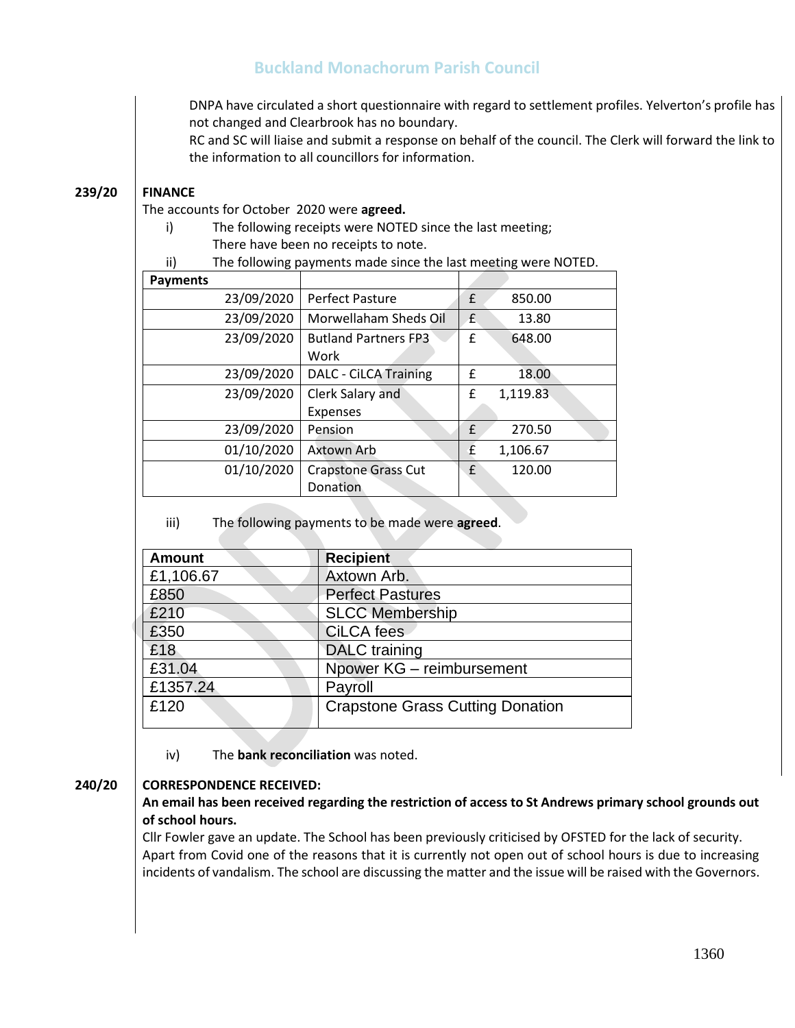DNPA have circulated a short questionnaire with regard to settlement profiles. Yelverton's profile has not changed and Clearbrook has no boundary.

RC and SC will liaise and submit a response on behalf of the council. The Clerk will forward the link to the information to all councillors for information.

**239/20 FINANCE**

The accounts for October 2020 were **agreed.**

i) The following receipts were NOTED since the last meeting;
   There have been no receipts to note.

ii) The following payments made since the last meeting were NOTED.

| Payments | | |
|---|---|---|
| 23/09/2020 | Perfect Pasture | £ 850.00 |
| 23/09/2020 | Morwellaham Sheds Oil | £ 13.80 |
| 23/09/2020 | Butland Partners FP3 Work | £ 648.00 |
| 23/09/2020 | DALC - CiLCA Training | £ 18.00 |
| 23/09/2020 | Clerk Salary and Expenses | £ 1,119.83 |
| 23/09/2020 | Pension | £ 270.50 |
| 01/10/2020 | Axtown Arb | £ 1,106.67 |
| 01/10/2020 | Crapstone Grass Cut Donation | £ 120.00 |

iii) The following payments to be made were **agreed**.

| Amount | Recipient |
|---|---|
| £1,106.67 | Axtown Arb. |
| £850 | Perfect Pastures |
| £210 | SLCC Membership |
| £350 | CiLCA fees |
| £18 | DALC training |
| £31.04 | Npower KG – reimbursement |
| £1357.24 | Payroll |
| £120 | Crapstone Grass Cutting Donation |

iv) The **bank reconciliation** was noted.

**240/20 CORRESPONDENCE RECEIVED:**

**An email has been received regarding the restriction of access to St Andrews primary school grounds out of school hours.**

Cllr Fowler gave an update. The School has been previously criticised by OFSTED for the lack of security. Apart from Covid one of the reasons that it is currently not open out of school hours is due to increasing incidents of vandalism. The school are discussing the matter and the issue will be raised with the Governors.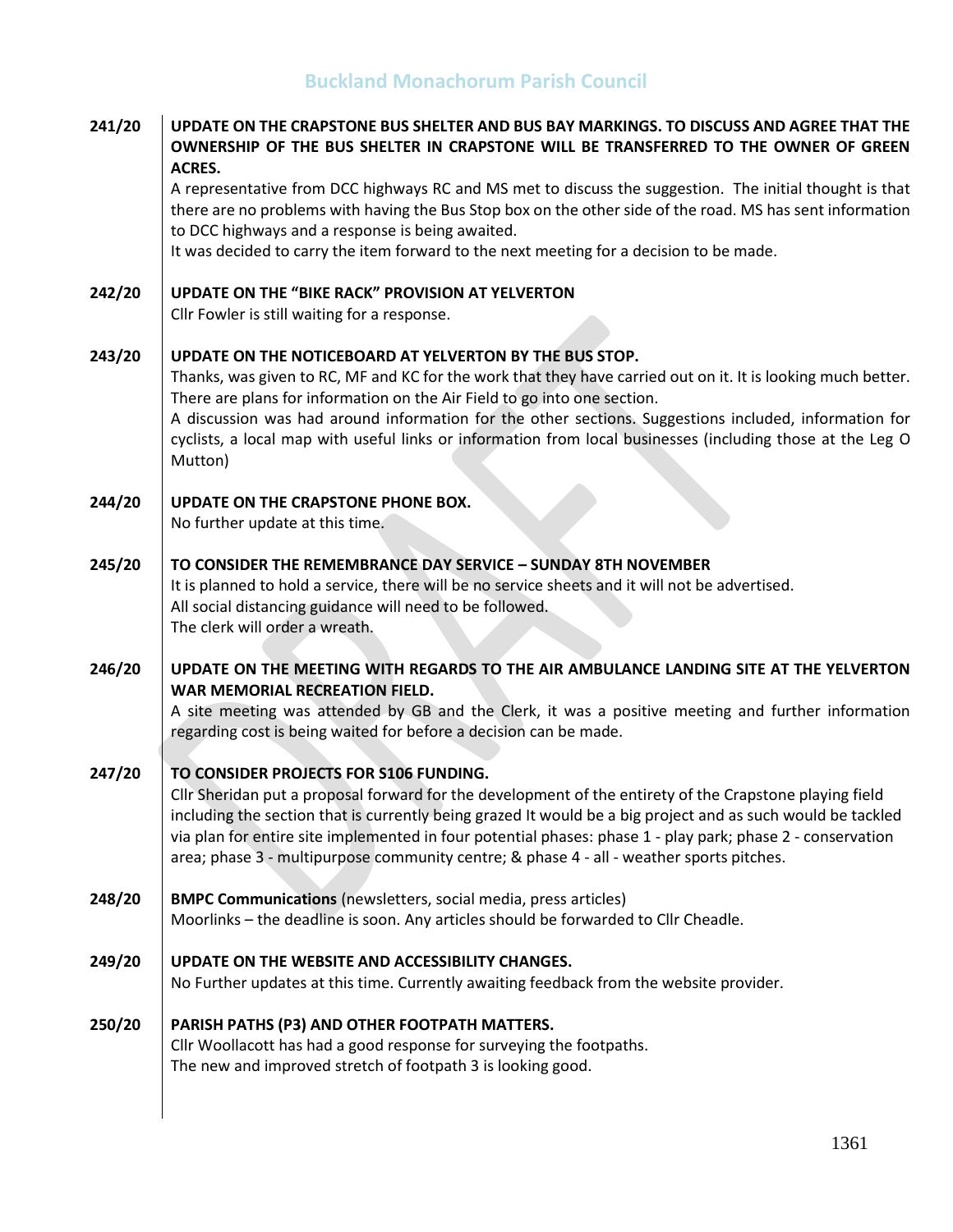**241/20 UPDATE ON THE CRAPSTONE BUS SHELTER AND BUS BAY MARKINGS. TO DISCUSS AND AGREE THAT THE OWNERSHIP OF THE BUS SHELTER IN CRAPSTONE WILL BE TRANSFERRED TO THE OWNER OF GREEN ACRES.**

A representative from DCC highways RC and MS met to discuss the suggestion. The initial thought is that there are no problems with having the Bus Stop box on the other side of the road. MS has sent information to DCC highways and a response is being awaited.

It was decided to carry the item forward to the next meeting for a decision to be made.

**242/20 UPDATE ON THE "BIKE RACK" PROVISION AT YELVERTON**

Cllr Fowler is still waiting for a response.

**243/20 UPDATE ON THE NOTICEBOARD AT YELVERTON BY THE BUS STOP.**

Thanks, was given to RC, MF and KC for the work that they have carried out on it. It is looking much better. There are plans for information on the Air Field to go into one section.

A discussion was had around information for the other sections. Suggestions included, information for cyclists, a local map with useful links or information from local businesses (including those at the Leg O Mutton)

**244/20 UPDATE ON THE CRAPSTONE PHONE BOX.**

No further update at this time.

**245/20 TO CONSIDER THE REMEMBRANCE DAY SERVICE – SUNDAY 8TH NOVEMBER**

It is planned to hold a service, there will be no service sheets and it will not be advertised.

All social distancing guidance will need to be followed.

The clerk will order a wreath.

**246/20 UPDATE ON THE MEETING WITH REGARDS TO THE AIR AMBULANCE LANDING SITE AT THE YELVERTON WAR MEMORIAL RECREATION FIELD.**

A site meeting was attended by GB and the Clerk, it was a positive meeting and further information regarding cost is being waited for before a decision can be made.

**247/20 TO CONSIDER PROJECTS FOR S106 FUNDING.**

Cllr Sheridan put a proposal forward for the development of the entirety of the Crapstone playing field including the section that is currently being grazed It would be a big project and as such would be tackled via plan for entire site implemented in four potential phases: phase 1 - play park; phase 2 - conservation area; phase 3 - multipurpose community centre; & phase 4 - all - weather sports pitches.

**248/20 BMPC Communications** (newsletters, social media, press articles)

Moorlinks – the deadline is soon. Any articles should be forwarded to Cllr Cheadle.

**249/20 UPDATE ON THE WEBSITE AND ACCESSIBILITY CHANGES.**

No Further updates at this time. Currently awaiting feedback from the website provider.

**250/20 PARISH PATHS (P3) AND OTHER FOOTPATH MATTERS.**

Cllr Woollacott has had a good response for surveying the footpaths.

The new and improved stretch of footpath 3 is looking good.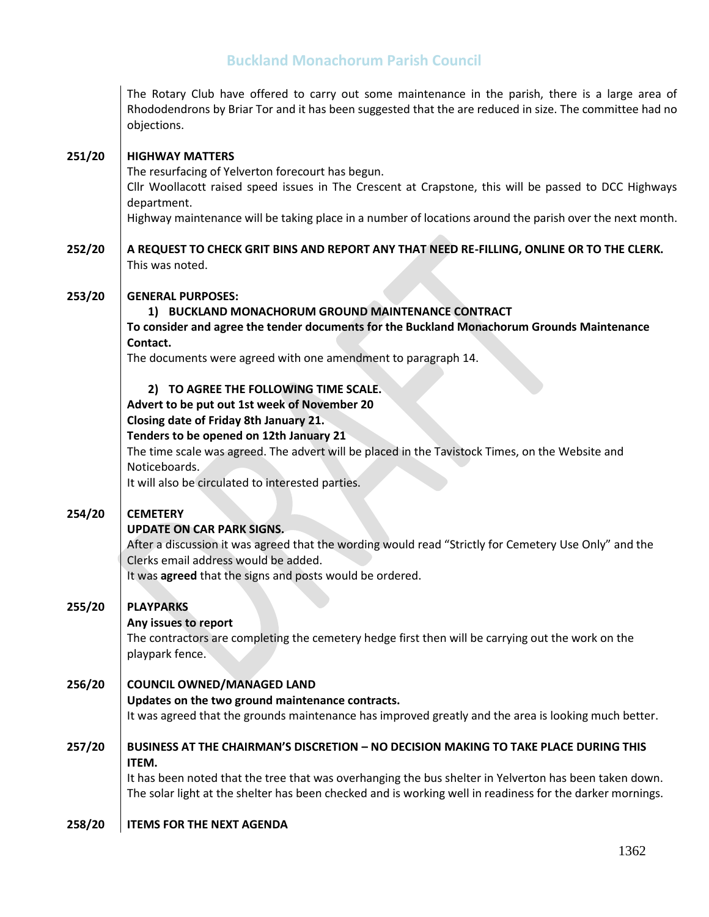The Rotary Club have offered to carry out some maintenance in the parish, there is a large area of Rhododendrons by Briar Tor and it has been suggested that the are reduced in size. The committee had no objections.

**251/20 HIGHWAY MATTERS**

The resurfacing of Yelverton forecourt has begun.

Cllr Woollacott raised speed issues in The Crescent at Crapstone, this will be passed to DCC Highways department.

Highway maintenance will be taking place in a number of locations around the parish over the next month.

**252/20 A REQUEST TO CHECK GRIT BINS AND REPORT ANY THAT NEED RE-FILLING, ONLINE OR TO THE CLERK.**

This was noted.

**253/20 GENERAL PURPOSES:**

1) **BUCKLAND MONACHORUM GROUND MAINTENANCE CONTRACT**

**To consider and agree the tender documents for the Buckland Monachorum Grounds Maintenance Contact.**

The documents were agreed with one amendment to paragraph 14.

2) **TO AGREE THE FOLLOWING TIME SCALE.**

**Advert to be put out 1st week of November 20**

**Closing date of Friday 8th January 21.**

**Tenders to be opened on 12th January 21**

The time scale was agreed. The advert will be placed in the Tavistock Times, on the Website and Noticeboards.

It will also be circulated to interested parties.

**254/20 CEMETERY**

**UPDATE ON CAR PARK SIGNS.**

After a discussion it was agreed that the wording would read "Strictly for Cemetery Use Only" and the Clerks email address would be added.

It was **agreed** that the signs and posts would be ordered.

**255/20 PLAYPARKS**

**Any issues to report**

The contractors are completing the cemetery hedge first then will be carrying out the work on the playpark fence.

**256/20 COUNCIL OWNED/MANAGED LAND**

**Updates on the two ground maintenance contracts.**

It was agreed that the grounds maintenance has improved greatly and the area is looking much better.

**257/20 BUSINESS AT THE CHAIRMAN'S DISCRETION – NO DECISION MAKING TO TAKE PLACE DURING THIS ITEM.**

It has been noted that the tree that was overhanging the bus shelter in Yelverton has been taken down. The solar light at the shelter has been checked and is working well in readiness for the darker mornings.

**258/20 ITEMS FOR THE NEXT AGENDA**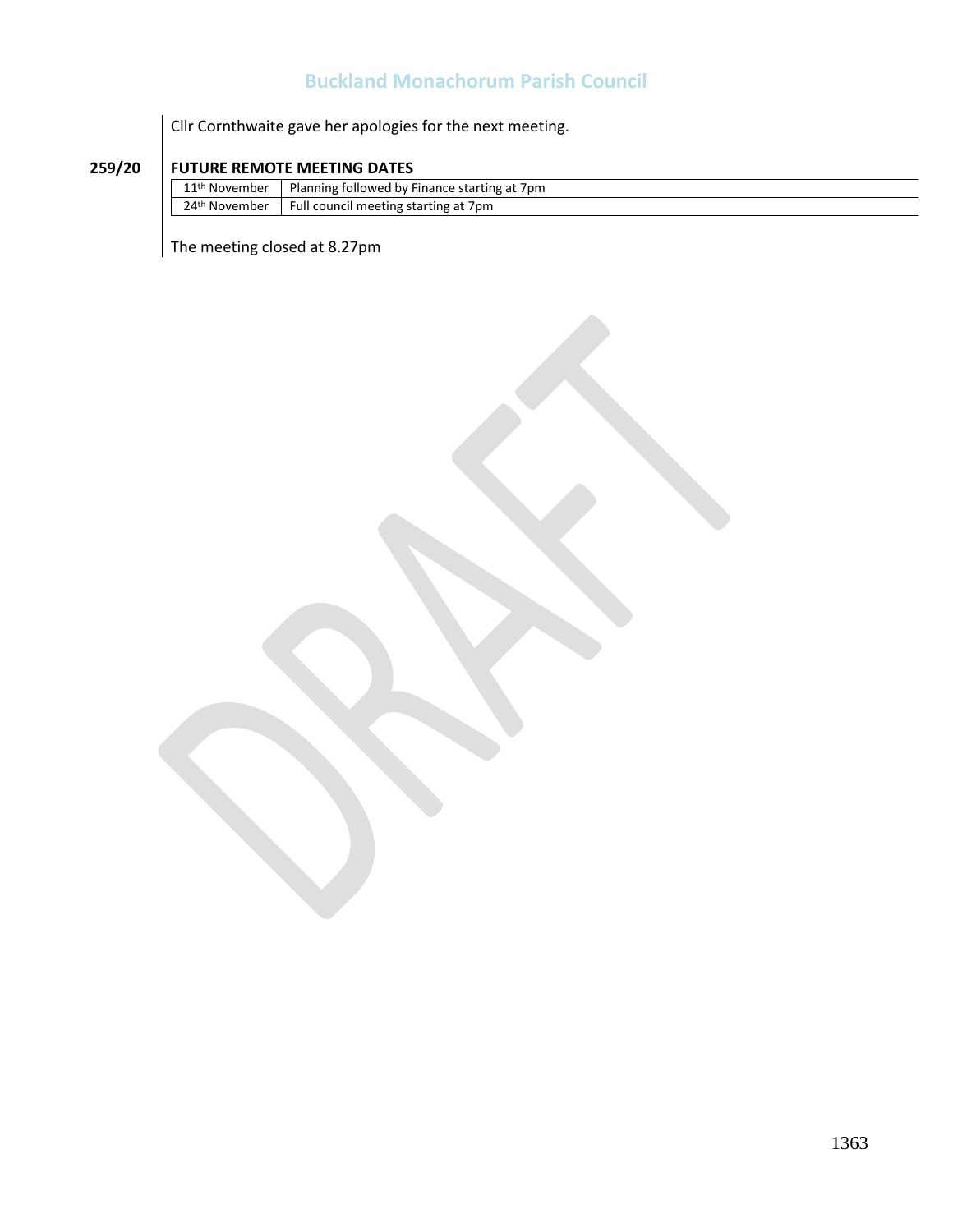Cllr Cornthwaite gave her apologies for the next meeting.

**259/20** **FUTURE REMOTE MEETING DATES**

| | |
|---|---|
| 11th November | Planning followed by Finance starting at 7pm |
| 24th November | Full council meeting starting at 7pm |

The meeting closed at 8.27pm